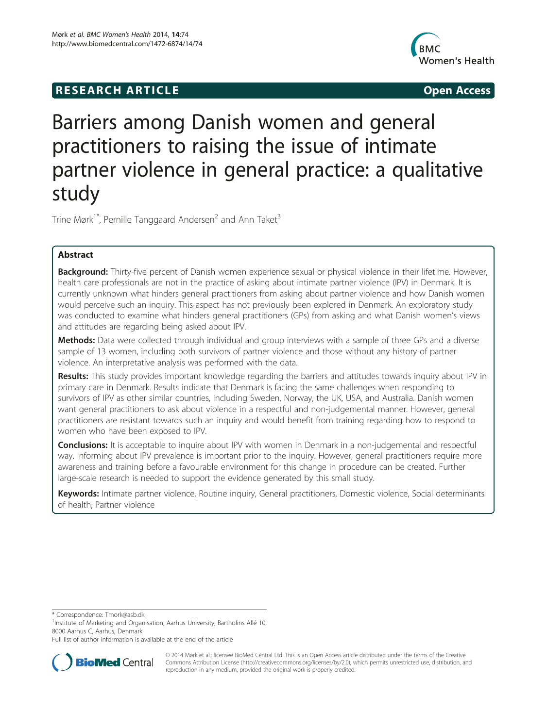**RESEARCH ARTICLE** **Open Access**

# Barriers among Danish women and general practitioners to raising the issue of intimate partner violence in general practice: a qualitative study

Trine Mørk[1*], Pernille Tanggaard Andersen[2] and Ann Taket[3]

## Abstract

**Background:** Thirty-five percent of Danish women experience sexual or physical violence in their lifetime. However, health care professionals are not in the practice of asking about intimate partner violence (IPV) in Denmark. It is currently unknown what hinders general practitioners from asking about partner violence and how Danish women would perceive such an inquiry. This aspect has not previously been explored in Denmark. An exploratory study was conducted to examine what hinders general practitioners (GPs) from asking and what Danish women's views and attitudes are regarding being asked about IPV.

**Methods:** Data were collected through individual and group interviews with a sample of three GPs and a diverse sample of 13 women, including both survivors of partner violence and those without any history of partner violence. An interpretative analysis was performed with the data.

**Results:** This study provides important knowledge regarding the barriers and attitudes towards inquiry about IPV in primary care in Denmark. Results indicate that Denmark is facing the same challenges when responding to survivors of IPV as other similar countries, including Sweden, Norway, the UK, USA, and Australia. Danish women want general practitioners to ask about violence in a respectful and non-judgemental manner. However, general practitioners are resistant towards such an inquiry and would benefit from training regarding how to respond to women who have been exposed to IPV.

**Conclusions:** It is acceptable to inquire about IPV with women in Denmark in a non-judgemental and respectful way. Informing about IPV prevalence is important prior to the inquiry. However, general practitioners require more awareness and training before a favourable environment for this change in procedure can be created. Further large-scale research is needed to support the evidence generated by this small study.

**Keywords:** Intimate partner violence, Routine inquiry, General practitioners, Domestic violence, Social determinants of health, Partner violence

\* Correspondence: Tmork@asb.dk

[1]Institute of Marketing and Organisation, Aarhus University, Bartholins Allé 10, 8000 Aarhus C, Aarhus, Denmark

Full list of author information is available at the end of the article

© 2014 Mørk et al.; licensee BioMed Central Ltd. This is an Open Access article distributed under the terms of the Creative Commons Attribution License (http://creativecommons.org/licenses/by/2.0), which permits unrestricted use, distribution, and reproduction in any medium, provided the original work is properly credited.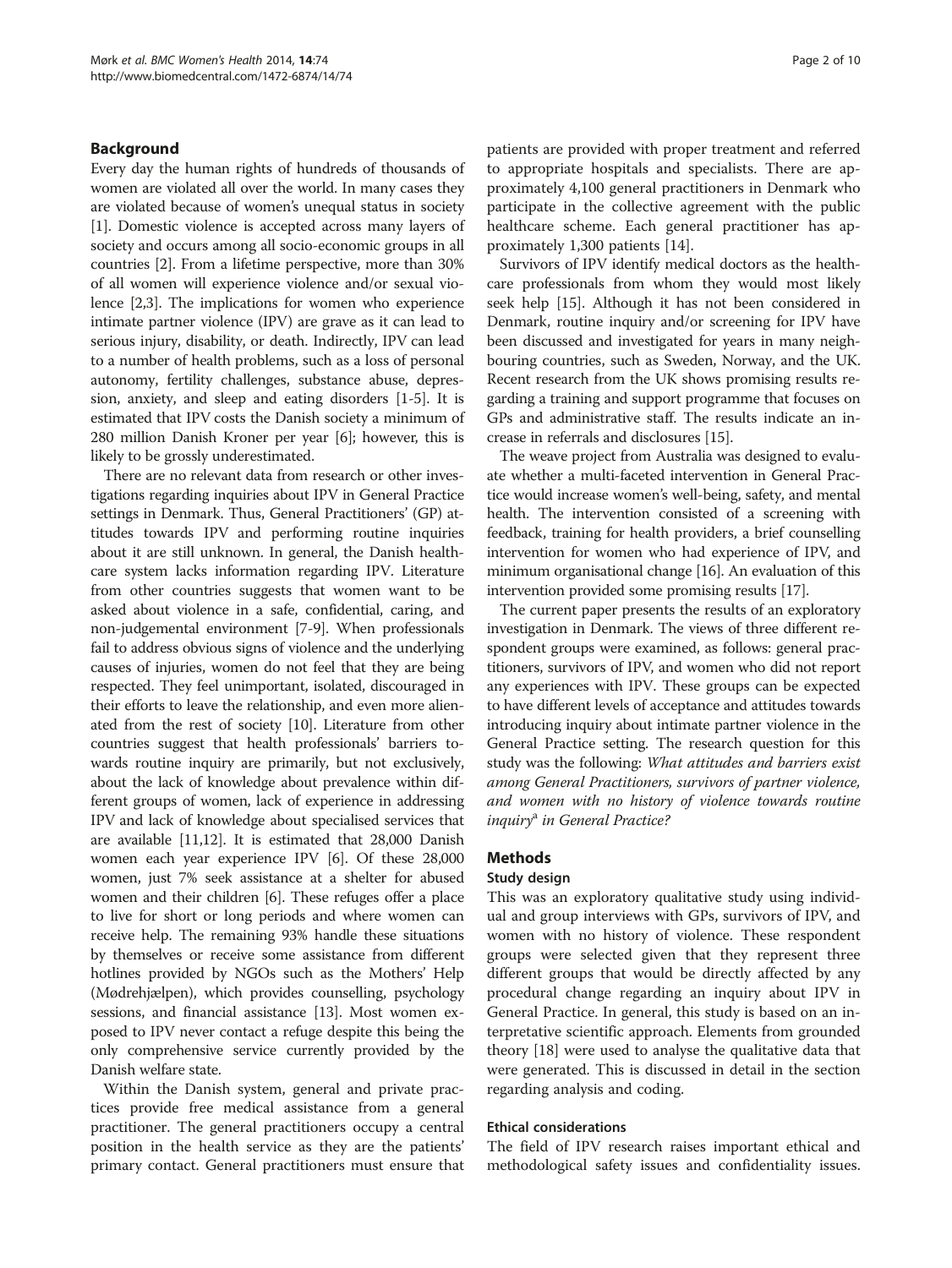## Background

Every day the human rights of hundreds of thousands of women are violated all over the world. In many cases they are violated because of women's unequal status in society [1]. Domestic violence is accepted across many layers of society and occurs among all socio-economic groups in all countries [2]. From a lifetime perspective, more than 30% of all women will experience violence and/or sexual violence [2,3]. The implications for women who experience intimate partner violence (IPV) are grave as it can lead to serious injury, disability, or death. Indirectly, IPV can lead to a number of health problems, such as a loss of personal autonomy, fertility challenges, substance abuse, depression, anxiety, and sleep and eating disorders [1-5]. It is estimated that IPV costs the Danish society a minimum of 280 million Danish Kroner per year [6]; however, this is likely to be grossly underestimated.

There are no relevant data from research or other investigations regarding inquiries about IPV in General Practice settings in Denmark. Thus, General Practitioners' (GP) attitudes towards IPV and performing routine inquiries about it are still unknown. In general, the Danish healthcare system lacks information regarding IPV. Literature from other countries suggests that women want to be asked about violence in a safe, confidential, caring, and non-judgemental environment [7-9]. When professionals fail to address obvious signs of violence and the underlying causes of injuries, women do not feel that they are being respected. They feel unimportant, isolated, discouraged in their efforts to leave the relationship, and even more alienated from the rest of society [10]. Literature from other countries suggest that health professionals' barriers towards routine inquiry are primarily, but not exclusively, about the lack of knowledge about prevalence within different groups of women, lack of experience in addressing IPV and lack of knowledge about specialised services that are available [11,12]. It is estimated that 28,000 Danish women each year experience IPV [6]. Of these 28,000 women, just 7% seek assistance at a shelter for abused women and their children [6]. These refuges offer a place to live for short or long periods and where women can receive help. The remaining 93% handle these situations by themselves or receive some assistance from different hotlines provided by NGOs such as the Mothers' Help (Mødrehjælpen), which provides counselling, psychology sessions, and financial assistance [13]. Most women exposed to IPV never contact a refuge despite this being the only comprehensive service currently provided by the Danish welfare state.

Within the Danish system, general and private practices provide free medical assistance from a general practitioner. The general practitioners occupy a central position in the health service as they are the patients' primary contact. General practitioners must ensure that patients are provided with proper treatment and referred to appropriate hospitals and specialists. There are approximately 4,100 general practitioners in Denmark who participate in the collective agreement with the public healthcare scheme. Each general practitioner has approximately 1,300 patients [14].

Survivors of IPV identify medical doctors as the healthcare professionals from whom they would most likely seek help [15]. Although it has not been considered in Denmark, routine inquiry and/or screening for IPV have been discussed and investigated for years in many neighbouring countries, such as Sweden, Norway, and the UK. Recent research from the UK shows promising results regarding a training and support programme that focuses on GPs and administrative staff. The results indicate an increase in referrals and disclosures [15].

The weave project from Australia was designed to evaluate whether a multi-faceted intervention in General Practice would increase women's well-being, safety, and mental health. The intervention consisted of a screening with feedback, training for health providers, a brief counselling intervention for women who had experience of IPV, and minimum organisational change [16]. An evaluation of this intervention provided some promising results [17].

The current paper presents the results of an exploratory investigation in Denmark. The views of three different respondent groups were examined, as follows: general practitioners, survivors of IPV, and women who did not report any experiences with IPV. These groups can be expected to have different levels of acceptance and attitudes towards introducing inquiry about intimate partner violence in the General Practice setting. The research question for this study was the following: *What attitudes and barriers exist among General Practitioners, survivors of partner violence, and women with no history of violence towards routine inquiry*[a] *in General Practice?*

## Methods

### Study design

This was an exploratory qualitative study using individual and group interviews with GPs, survivors of IPV, and women with no history of violence. These respondent groups were selected given that they represent three different groups that would be directly affected by any procedural change regarding an inquiry about IPV in General Practice. In general, this study is based on an interpretative scientific approach. Elements from grounded theory [18] were used to analyse the qualitative data that were generated. This is discussed in detail in the section regarding analysis and coding.

### Ethical considerations

The field of IPV research raises important ethical and methodological safety issues and confidentiality issues.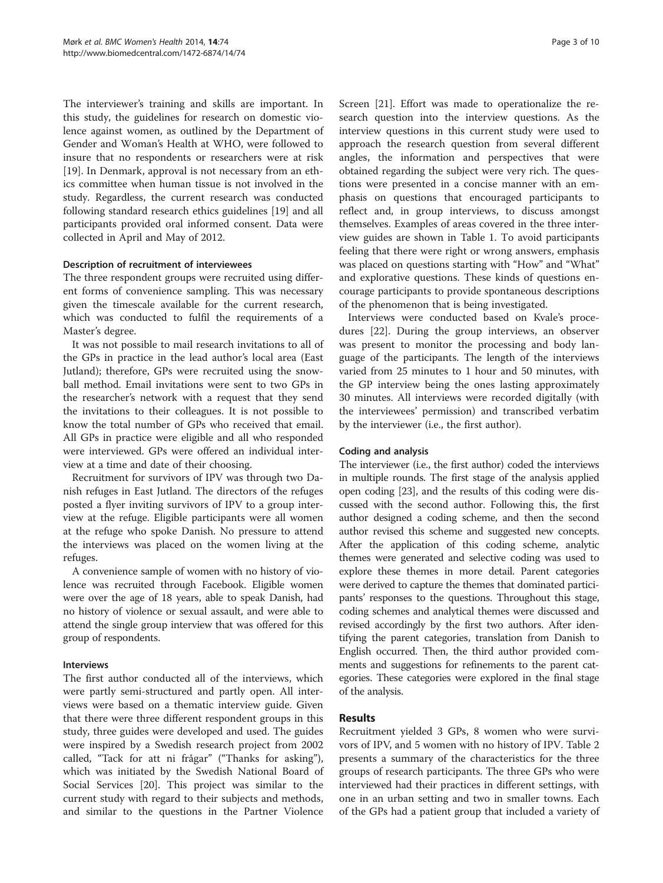The interviewer's training and skills are important. In this study, the guidelines for research on domestic violence against women, as outlined by the Department of Gender and Woman's Health at WHO, were followed to insure that no respondents or researchers were at risk [19]. In Denmark, approval is not necessary from an ethics committee when human tissue is not involved in the study. Regardless, the current research was conducted following standard research ethics guidelines [19] and all participants provided oral informed consent. Data were collected in April and May of 2012.

#### Description of recruitment of interviewees

The three respondent groups were recruited using different forms of convenience sampling. This was necessary given the timescale available for the current research, which was conducted to fulfil the requirements of a Master's degree.

It was not possible to mail research invitations to all of the GPs in practice in the lead author's local area (East Jutland); therefore, GPs were recruited using the snowball method. Email invitations were sent to two GPs in the researcher's network with a request that they send the invitations to their colleagues. It is not possible to know the total number of GPs who received that email. All GPs in practice were eligible and all who responded were interviewed. GPs were offered an individual interview at a time and date of their choosing.

Recruitment for survivors of IPV was through two Danish refuges in East Jutland. The directors of the refuges posted a flyer inviting survivors of IPV to a group interview at the refuge. Eligible participants were all women at the refuge who spoke Danish. No pressure to attend the interviews was placed on the women living at the refuges.

A convenience sample of women with no history of violence was recruited through Facebook. Eligible women were over the age of 18 years, able to speak Danish, had no history of violence or sexual assault, and were able to attend the single group interview that was offered for this group of respondents.

#### Interviews

The first author conducted all of the interviews, which were partly semi-structured and partly open. All interviews were based on a thematic interview guide. Given that there were three different respondent groups in this study, three guides were developed and used. The guides were inspired by a Swedish research project from 2002 called, "Tack for att ni frågar" ("Thanks for asking"), which was initiated by the Swedish National Board of Social Services [20]. This project was similar to the current study with regard to their subjects and methods, and similar to the questions in the Partner Violence Screen [21]. Effort was made to operationalize the research question into the interview questions. As the interview questions in this current study were used to approach the research question from several different angles, the information and perspectives that were obtained regarding the subject were very rich. The questions were presented in a concise manner with an emphasis on questions that encouraged participants to reflect and, in group interviews, to discuss amongst themselves. Examples of areas covered in the three interview guides are shown in Table 1. To avoid participants feeling that there were right or wrong answers, emphasis was placed on questions starting with "How" and "What" and explorative questions. These kinds of questions encourage participants to provide spontaneous descriptions of the phenomenon that is being investigated.

Interviews were conducted based on Kvale's procedures [22]. During the group interviews, an observer was present to monitor the processing and body language of the participants. The length of the interviews varied from 25 minutes to 1 hour and 50 minutes, with the GP interview being the ones lasting approximately 30 minutes. All interviews were recorded digitally (with the interviewees' permission) and transcribed verbatim by the interviewer (i.e., the first author).

#### Coding and analysis

The interviewer (i.e., the first author) coded the interviews in multiple rounds. The first stage of the analysis applied open coding [23], and the results of this coding were discussed with the second author. Following this, the first author designed a coding scheme, and then the second author revised this scheme and suggested new concepts. After the application of this coding scheme, analytic themes were generated and selective coding was used to explore these themes in more detail. Parent categories were derived to capture the themes that dominated participants' responses to the questions. Throughout this stage, coding schemes and analytical themes were discussed and revised accordingly by the first two authors. After identifying the parent categories, translation from Danish to English occurred. Then, the third author provided comments and suggestions for refinements to the parent categories. These categories were explored in the final stage of the analysis.

## Results

Recruitment yielded 3 GPs, 8 women who were survivors of IPV, and 5 women with no history of IPV. Table 2 presents a summary of the characteristics for the three groups of research participants. The three GPs who were interviewed had their practices in different settings, with one in an urban setting and two in smaller towns. Each of the GPs had a patient group that included a variety of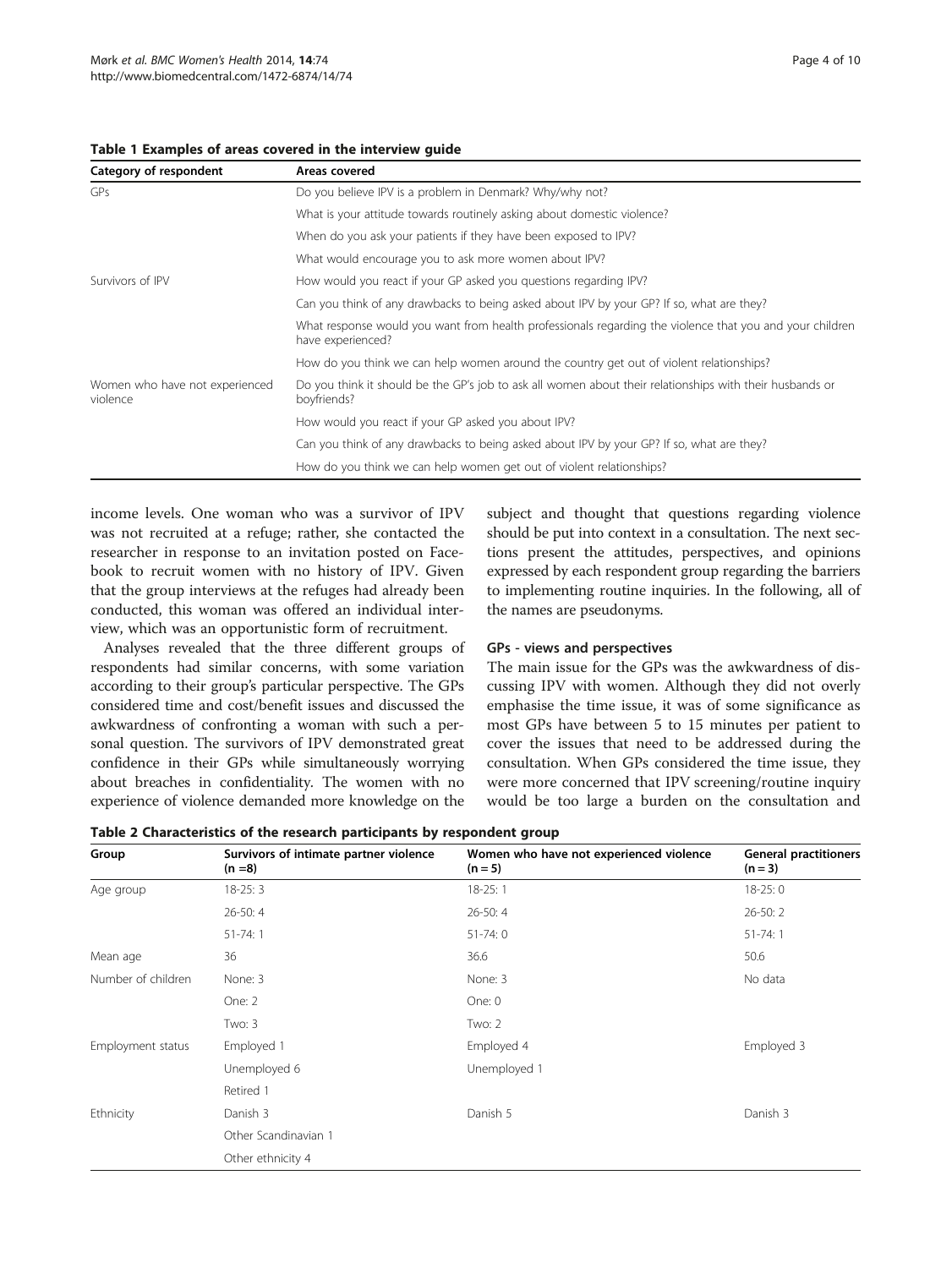**Table 1 Examples of areas covered in the interview guide**

| Category of respondent | Areas covered |
|---|---|
| GPs | Do you believe IPV is a problem in Denmark? Why/why not? |
| | What is your attitude towards routinely asking about domestic violence? |
| | When do you ask your patients if they have been exposed to IPV? |
| | What would encourage you to ask more women about IPV? |
| Survivors of IPV | How would you react if your GP asked you questions regarding IPV? |
| | Can you think of any drawbacks to being asked about IPV by your GP? If so, what are they? |
| | What response would you want from health professionals regarding the violence that you and your children have experienced? |
| | How do you think we can help women around the country get out of violent relationships? |
| Women who have not experienced violence | Do you think it should be the GP's job to ask all women about their relationships with their husbands or boyfriends? |
| | How would you react if your GP asked you about IPV? |
| | Can you think of any drawbacks to being asked about IPV by your GP? If so, what are they? |
| | How do you think we can help women get out of violent relationships? |

income levels. One woman who was a survivor of IPV was not recruited at a refuge; rather, she contacted the researcher in response to an invitation posted on Facebook to recruit women with no history of IPV. Given that the group interviews at the refuges had already been conducted, this woman was offered an individual interview, which was an opportunistic form of recruitment.

Analyses revealed that the three different groups of respondents had similar concerns, with some variation according to their group's particular perspective. The GPs considered time and cost/benefit issues and discussed the awkwardness of confronting a woman with such a personal question. The survivors of IPV demonstrated great confidence in their GPs while simultaneously worrying about breaches in confidentiality. The women with no experience of violence demanded more knowledge on the subject and thought that questions regarding violence should be put into context in a consultation. The next sections present the attitudes, perspectives, and opinions expressed by each respondent group regarding the barriers to implementing routine inquiries. In the following, all of the names are pseudonyms.

### GPs - views and perspectives

The main issue for the GPs was the awkwardness of discussing IPV with women. Although they did not overly emphasise the time issue, it was of some significance as most GPs have between 5 to 15 minutes per patient to cover the issues that need to be addressed during the consultation. When GPs considered the time issue, they were more concerned that IPV screening/routine inquiry would be too large a burden on the consultation and

**Table 2 Characteristics of the research participants by respondent group**

| Group | Survivors of intimate partner violence (n =8) | Women who have not experienced violence (n = 5) | General practitioners (n = 3) |
|---|---|---|---|
| Age group | 18-25: 3 | 18-25: 1 | 18-25: 0 |
| | 26-50: 4 | 26-50: 4 | 26-50: 2 |
| | 51-74: 1 | 51-74: 0 | 51-74: 1 |
| Mean age | 36 | 36.6 | 50.6 |
| Number of children | None: 3 | None: 3 | No data |
| | One: 2 | One: 0 | |
| | Two: 3 | Two: 2 | |
| Employment status | Employed 1 | Employed 4 | Employed 3 |
| | Unemployed 6 | Unemployed 1 | |
| | Retired 1 | | |
| Ethnicity | Danish 3 | Danish 5 | Danish 3 |
| | Other Scandinavian 1 | | |
| | Other ethnicity 4 | | |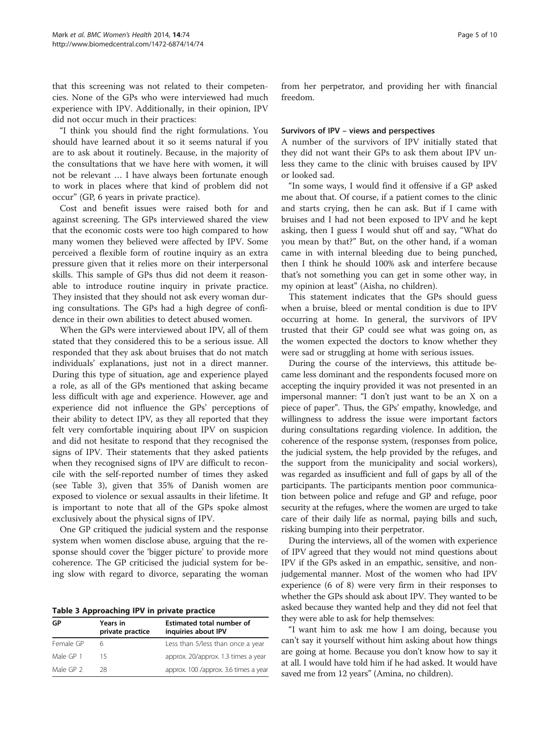that this screening was not related to their competencies. None of the GPs who were interviewed had much experience with IPV. Additionally, in their opinion, IPV did not occur much in their practices:

"I think you should find the right formulations. You should have learned about it so it seems natural if you are to ask about it routinely. Because, in the majority of the consultations that we have here with women, it will not be relevant … I have always been fortunate enough to work in places where that kind of problem did not occur" (GP, 6 years in private practice).

Cost and benefit issues were raised both for and against screening. The GPs interviewed shared the view that the economic costs were too high compared to how many women they believed were affected by IPV. Some perceived a flexible form of routine inquiry as an extra pressure given that it relies more on their interpersonal skills. This sample of GPs thus did not deem it reasonable to introduce routine inquiry in private practice. They insisted that they should not ask every woman during consultations. The GPs had a high degree of confidence in their own abilities to detect abused women.

When the GPs were interviewed about IPV, all of them stated that they considered this to be a serious issue. All responded that they ask about bruises that do not match individuals' explanations, just not in a direct manner. During this type of situation, age and experience played a role, as all of the GPs mentioned that asking became less difficult with age and experience. However, age and experience did not influence the GPs' perceptions of their ability to detect IPV, as they all reported that they felt very comfortable inquiring about IPV on suspicion and did not hesitate to respond that they recognised the signs of IPV. Their statements that they asked patients when they recognised signs of IPV are difficult to reconcile with the self-reported number of times they asked (see Table 3), given that 35% of Danish women are exposed to violence or sexual assaults in their lifetime. It is important to note that all of the GPs spoke almost exclusively about the physical signs of IPV.

One GP critiqued the judicial system and the response system when women disclose abuse, arguing that the response should cover the 'bigger picture' to provide more coherence. The GP criticised the judicial system for being slow with regard to divorce, separating the woman from her perpetrator, and providing her with financial freedom.

**Table 3 Approaching IPV in private practice**

| GP | Years in private practice | Estimated total number of inquiries about IPV |
|---|---|---|
| Female GP | 6 | Less than 5/less than once a year |
| Male GP 1 | 15 | approx. 20/approx. 1.3 times a year |
| Male GP 2 | 28 | approx. 100 /approx. 3.6 times a year |

### Survivors of IPV – views and perspectives

A number of the survivors of IPV initially stated that they did not want their GPs to ask them about IPV unless they came to the clinic with bruises caused by IPV or looked sad.

"In some ways, I would find it offensive if a GP asked me about that. Of course, if a patient comes to the clinic and starts crying, then he can ask. But if I came with bruises and I had not been exposed to IPV and he kept asking, then I guess I would shut off and say, "What do you mean by that?" But, on the other hand, if a woman came in with internal bleeding due to being punched, then I think he should 100% ask and interfere because that's not something you can get in some other way, in my opinion at least" (Aisha, no children).

This statement indicates that the GPs should guess when a bruise, bleed or mental condition is due to IPV occurring at home. In general, the survivors of IPV trusted that their GP could see what was going on, as the women expected the doctors to know whether they were sad or struggling at home with serious issues.

During the course of the interviews, this attitude became less dominant and the respondents focused more on accepting the inquiry provided it was not presented in an impersonal manner: "I don't just want to be an X on a piece of paper". Thus, the GPs' empathy, knowledge, and willingness to address the issue were important factors during consultations regarding violence. In addition, the coherence of the response system, (responses from police, the judicial system, the help provided by the refuges, and the support from the municipality and social workers), was regarded as insufficient and full of gaps by all of the participants. The participants mention poor communication between police and refuge and GP and refuge, poor security at the refuges, where the women are urged to take care of their daily life as normal, paying bills and such, risking bumping into their perpetrator.

During the interviews, all of the women with experience of IPV agreed that they would not mind questions about IPV if the GPs asked in an empathic, sensitive, and non-judgemental manner. Most of the women who had IPV experience (6 of 8) were very firm in their responses to whether the GPs should ask about IPV. They wanted to be asked because they wanted help and they did not feel that they were able to ask for help themselves:

"I want him to ask me how I am doing, because you can't say it yourself without him asking about how things are going at home. Because you don't know how to say it at all. I would have told him if he had asked. It would have saved me from 12 years" (Amina, no children).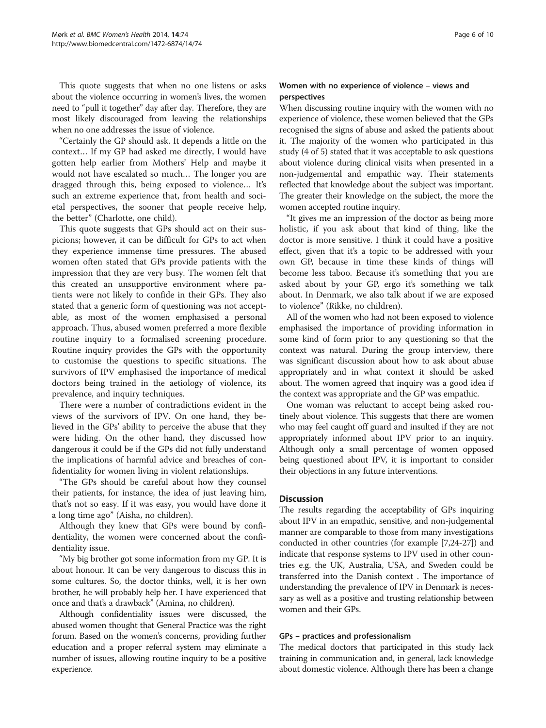This quote suggests that when no one listens or asks about the violence occurring in women's lives, the women need to "pull it together" day after day. Therefore, they are most likely discouraged from leaving the relationships when no one addresses the issue of violence.

"Certainly the GP should ask. It depends a little on the context… If my GP had asked me directly, I would have gotten help earlier from Mothers' Help and maybe it would not have escalated so much… The longer you are dragged through this, being exposed to violence… It's such an extreme experience that, from health and societal perspectives, the sooner that people receive help, the better" (Charlotte, one child).

This quote suggests that GPs should act on their suspicions; however, it can be difficult for GPs to act when they experience immense time pressures. The abused women often stated that GPs provide patients with the impression that they are very busy. The women felt that this created an unsupportive environment where patients were not likely to confide in their GPs. They also stated that a generic form of questioning was not acceptable, as most of the women emphasised a personal approach. Thus, abused women preferred a more flexible routine inquiry to a formalised screening procedure. Routine inquiry provides the GPs with the opportunity to customise the questions to specific situations. The survivors of IPV emphasised the importance of medical doctors being trained in the aetiology of violence, its prevalence, and inquiry techniques.

There were a number of contradictions evident in the views of the survivors of IPV. On one hand, they believed in the GPs' ability to perceive the abuse that they were hiding. On the other hand, they discussed how dangerous it could be if the GPs did not fully understand the implications of harmful advice and breaches of confidentiality for women living in violent relationships.

"The GPs should be careful about how they counsel their patients, for instance, the idea of just leaving him, that's not so easy. If it was easy, you would have done it a long time ago" (Aisha, no children).

Although they knew that GPs were bound by confidentiality, the women were concerned about the confidentiality issue.

"My big brother got some information from my GP. It is about honour. It can be very dangerous to discuss this in some cultures. So, the doctor thinks, well, it is her own brother, he will probably help her. I have experienced that once and that's a drawback" (Amina, no children).

Although confidentiality issues were discussed, the abused women thought that General Practice was the right forum. Based on the women's concerns, providing further education and a proper referral system may eliminate a number of issues, allowing routine inquiry to be a positive experience.

#### Women with no experience of violence – views and perspectives

When discussing routine inquiry with the women with no experience of violence, these women believed that the GPs recognised the signs of abuse and asked the patients about it. The majority of the women who participated in this study (4 of 5) stated that it was acceptable to ask questions about violence during clinical visits when presented in a non-judgemental and empathic way. Their statements reflected that knowledge about the subject was important. The greater their knowledge on the subject, the more the women accepted routine inquiry.

"It gives me an impression of the doctor as being more holistic, if you ask about that kind of thing, like the doctor is more sensitive. I think it could have a positive effect, given that it's a topic to be addressed with your own GP, because in time these kinds of things will become less taboo. Because it's something that you are asked about by your GP, ergo it's something we talk about. In Denmark, we also talk about if we are exposed to violence" (Rikke, no children).

All of the women who had not been exposed to violence emphasised the importance of providing information in some kind of form prior to any questioning so that the context was natural. During the group interview, there was significant discussion about how to ask about abuse appropriately and in what context it should be asked about. The women agreed that inquiry was a good idea if the context was appropriate and the GP was empathic.

One woman was reluctant to accept being asked routinely about violence. This suggests that there are women who may feel caught off guard and insulted if they are not appropriately informed about IPV prior to an inquiry. Although only a small percentage of women opposed being questioned about IPV, it is important to consider their objections in any future interventions.

## Discussion

The results regarding the acceptability of GPs inquiring about IPV in an empathic, sensitive, and non-judgemental manner are comparable to those from many investigations conducted in other countries (for example [7,24-27]) and indicate that response systems to IPV used in other countries e.g. the UK, Australia, USA, and Sweden could be transferred into the Danish context . The importance of understanding the prevalence of IPV in Denmark is necessary as well as a positive and trusting relationship between women and their GPs.

#### GPs – practices and professionalism

The medical doctors that participated in this study lack training in communication and, in general, lack knowledge about domestic violence. Although there has been a change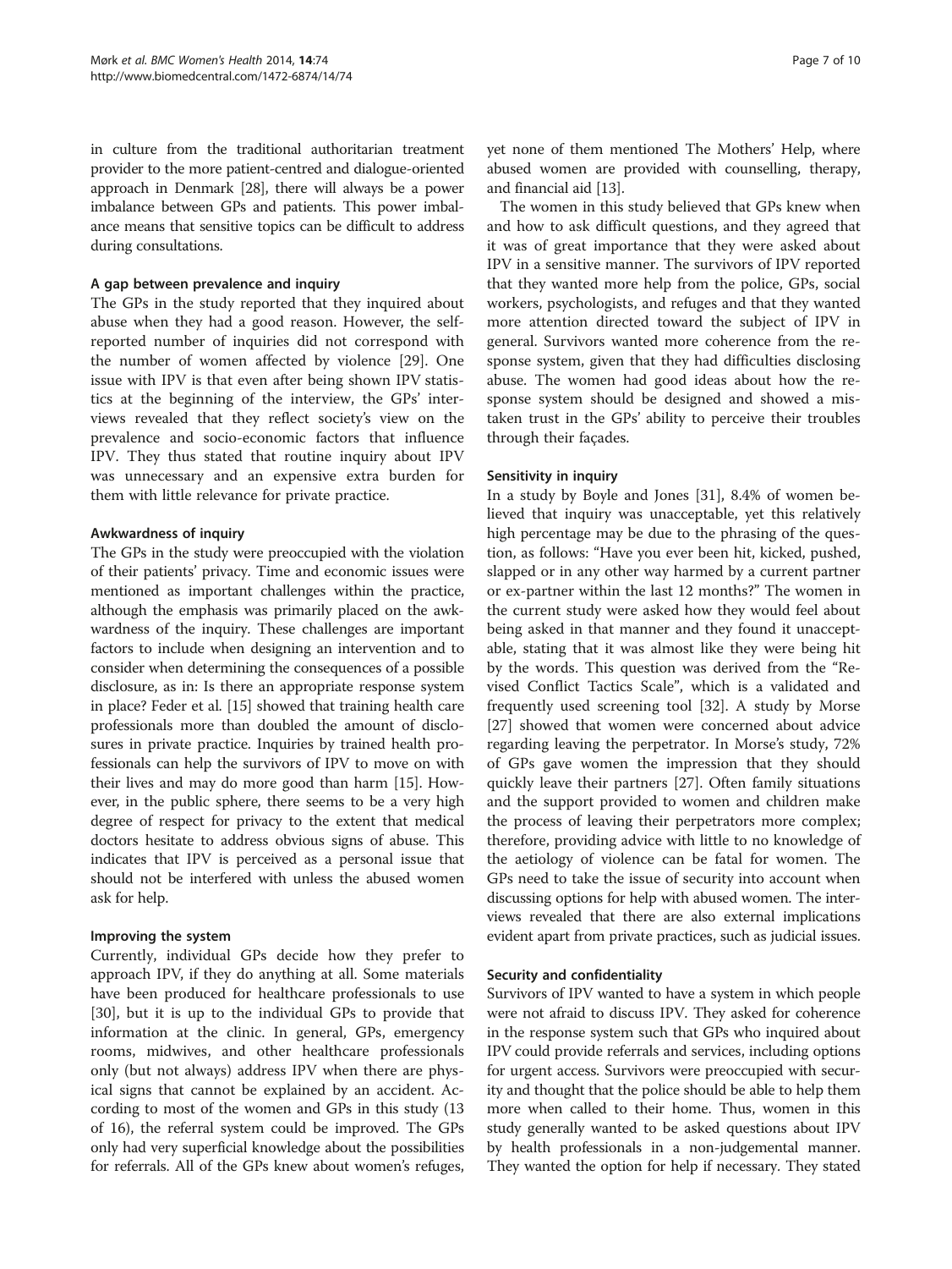in culture from the traditional authoritarian treatment provider to the more patient-centred and dialogue-oriented approach in Denmark [28], there will always be a power imbalance between GPs and patients. This power imbalance means that sensitive topics can be difficult to address during consultations.

#### A gap between prevalence and inquiry

The GPs in the study reported that they inquired about abuse when they had a good reason. However, the self-reported number of inquiries did not correspond with the number of women affected by violence [29]. One issue with IPV is that even after being shown IPV statistics at the beginning of the interview, the GPs' interviews revealed that they reflect society's view on the prevalence and socio-economic factors that influence IPV. They thus stated that routine inquiry about IPV was unnecessary and an expensive extra burden for them with little relevance for private practice.

#### Awkwardness of inquiry

The GPs in the study were preoccupied with the violation of their patients' privacy. Time and economic issues were mentioned as important challenges within the practice, although the emphasis was primarily placed on the awkwardness of the inquiry. These challenges are important factors to include when designing an intervention and to consider when determining the consequences of a possible disclosure, as in: Is there an appropriate response system in place? Feder et al. [15] showed that training health care professionals more than doubled the amount of disclosures in private practice. Inquiries by trained health professionals can help the survivors of IPV to move on with their lives and may do more good than harm [15]. However, in the public sphere, there seems to be a very high degree of respect for privacy to the extent that medical doctors hesitate to address obvious signs of abuse. This indicates that IPV is perceived as a personal issue that should not be interfered with unless the abused women ask for help.

#### Improving the system

Currently, individual GPs decide how they prefer to approach IPV, if they do anything at all. Some materials have been produced for healthcare professionals to use [30], but it is up to the individual GPs to provide that information at the clinic. In general, GPs, emergency rooms, midwives, and other healthcare professionals only (but not always) address IPV when there are physical signs that cannot be explained by an accident. According to most of the women and GPs in this study (13 of 16), the referral system could be improved. The GPs only had very superficial knowledge about the possibilities for referrals. All of the GPs knew about women's refuges, yet none of them mentioned The Mothers' Help, where abused women are provided with counselling, therapy, and financial aid [13].

The women in this study believed that GPs knew when and how to ask difficult questions, and they agreed that it was of great importance that they were asked about IPV in a sensitive manner. The survivors of IPV reported that they wanted more help from the police, GPs, social workers, psychologists, and refuges and that they wanted more attention directed toward the subject of IPV in general. Survivors wanted more coherence from the response system, given that they had difficulties disclosing abuse. The women had good ideas about how the response system should be designed and showed a mistaken trust in the GPs' ability to perceive their troubles through their façades.

#### Sensitivity in inquiry

In a study by Boyle and Jones [31], 8.4% of women believed that inquiry was unacceptable, yet this relatively high percentage may be due to the phrasing of the question, as follows: "Have you ever been hit, kicked, pushed, slapped or in any other way harmed by a current partner or ex-partner within the last 12 months?" The women in the current study were asked how they would feel about being asked in that manner and they found it unacceptable, stating that it was almost like they were being hit by the words. This question was derived from the "Revised Conflict Tactics Scale", which is a validated and frequently used screening tool [32]. A study by Morse [27] showed that women were concerned about advice regarding leaving the perpetrator. In Morse's study, 72% of GPs gave women the impression that they should quickly leave their partners [27]. Often family situations and the support provided to women and children make the process of leaving their perpetrators more complex; therefore, providing advice with little to no knowledge of the aetiology of violence can be fatal for women. The GPs need to take the issue of security into account when discussing options for help with abused women. The interviews revealed that there are also external implications evident apart from private practices, such as judicial issues.

#### Security and confidentiality

Survivors of IPV wanted to have a system in which people were not afraid to discuss IPV. They asked for coherence in the response system such that GPs who inquired about IPV could provide referrals and services, including options for urgent access. Survivors were preoccupied with security and thought that the police should be able to help them more when called to their home. Thus, women in this study generally wanted to be asked questions about IPV by health professionals in a non-judgemental manner. They wanted the option for help if necessary. They stated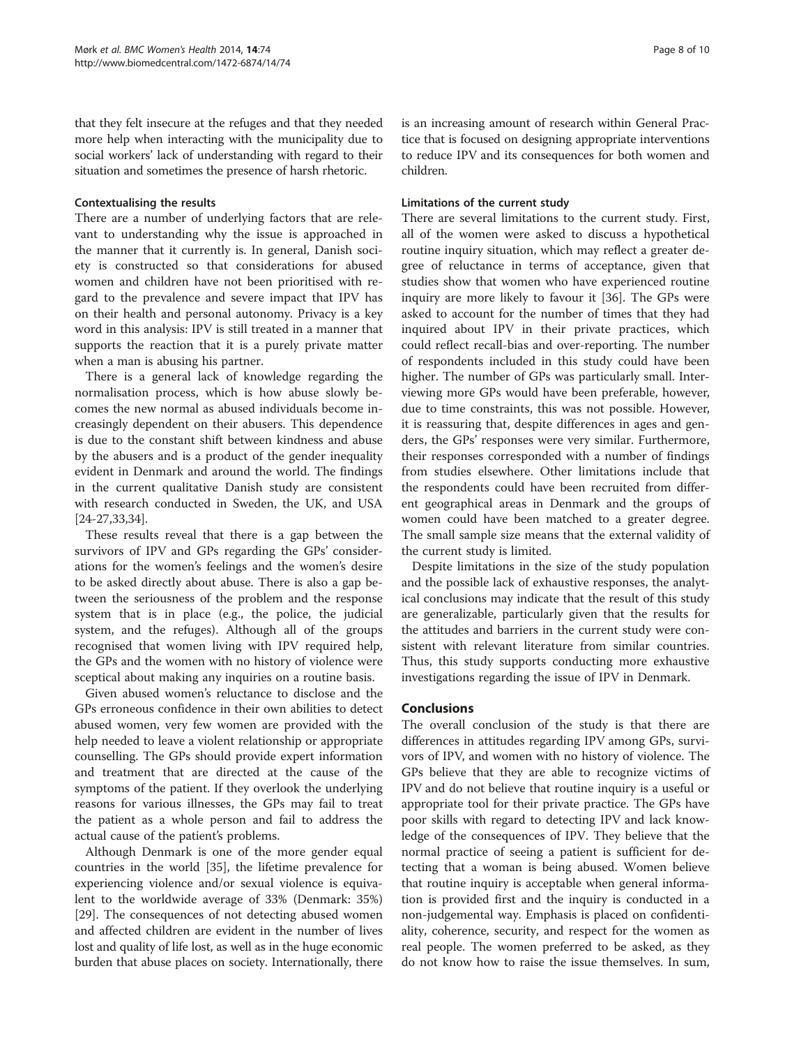that they felt insecure at the refuges and that they needed more help when interacting with the municipality due to social workers' lack of understanding with regard to their situation and sometimes the presence of harsh rhetoric.

#### Contextualising the results

There are a number of underlying factors that are relevant to understanding why the issue is approached in the manner that it currently is. In general, Danish society is constructed so that considerations for abused women and children have not been prioritised with regard to the prevalence and severe impact that IPV has on their health and personal autonomy. Privacy is a key word in this analysis: IPV is still treated in a manner that supports the reaction that it is a purely private matter when a man is abusing his partner.

There is a general lack of knowledge regarding the normalisation process, which is how abuse slowly becomes the new normal as abused individuals become increasingly dependent on their abusers. This dependence is due to the constant shift between kindness and abuse by the abusers and is a product of the gender inequality evident in Denmark and around the world. The findings in the current qualitative Danish study are consistent with research conducted in Sweden, the UK, and USA [24-27,33,34].

These results reveal that there is a gap between the survivors of IPV and GPs regarding the GPs' considerations for the women's feelings and the women's desire to be asked directly about abuse. There is also a gap between the seriousness of the problem and the response system that is in place (e.g., the police, the judicial system, and the refuges). Although all of the groups recognised that women living with IPV required help, the GPs and the women with no history of violence were sceptical about making any inquiries on a routine basis.

Given abused women's reluctance to disclose and the GPs erroneous confidence in their own abilities to detect abused women, very few women are provided with the help needed to leave a violent relationship or appropriate counselling. The GPs should provide expert information and treatment that are directed at the cause of the symptoms of the patient. If they overlook the underlying reasons for various illnesses, the GPs may fail to treat the patient as a whole person and fail to address the actual cause of the patient's problems.

Although Denmark is one of the more gender equal countries in the world [35], the lifetime prevalence for experiencing violence and/or sexual violence is equivalent to the worldwide average of 33% (Denmark: 35%) [29]. The consequences of not detecting abused women and affected children are evident in the number of lives lost and quality of life lost, as well as in the huge economic burden that abuse places on society. Internationally, there is an increasing amount of research within General Practice that is focused on designing appropriate interventions to reduce IPV and its consequences for both women and children.

#### Limitations of the current study

There are several limitations to the current study. First, all of the women were asked to discuss a hypothetical routine inquiry situation, which may reflect a greater degree of reluctance in terms of acceptance, given that studies show that women who have experienced routine inquiry are more likely to favour it [36]. The GPs were asked to account for the number of times that they had inquired about IPV in their private practices, which could reflect recall-bias and over-reporting. The number of respondents included in this study could have been higher. The number of GPs was particularly small. Interviewing more GPs would have been preferable, however, due to time constraints, this was not possible. However, it is reassuring that, despite differences in ages and genders, the GPs' responses were very similar. Furthermore, their responses corresponded with a number of findings from studies elsewhere. Other limitations include that the respondents could have been recruited from different geographical areas in Denmark and the groups of women could have been matched to a greater degree. The small sample size means that the external validity of the current study is limited.

Despite limitations in the size of the study population and the possible lack of exhaustive responses, the analytical conclusions may indicate that the result of this study are generalizable, particularly given that the results for the attitudes and barriers in the current study were consistent with relevant literature from similar countries. Thus, this study supports conducting more exhaustive investigations regarding the issue of IPV in Denmark.

## Conclusions

The overall conclusion of the study is that there are differences in attitudes regarding IPV among GPs, survivors of IPV, and women with no history of violence. The GPs believe that they are able to recognize victims of IPV and do not believe that routine inquiry is a useful or appropriate tool for their private practice. The GPs have poor skills with regard to detecting IPV and lack knowledge of the consequences of IPV. They believe that the normal practice of seeing a patient is sufficient for detecting that a woman is being abused. Women believe that routine inquiry is acceptable when general information is provided first and the inquiry is conducted in a non-judgemental way. Emphasis is placed on confidentiality, coherence, security, and respect for the women as real people. The women preferred to be asked, as they do not know how to raise the issue themselves. In sum,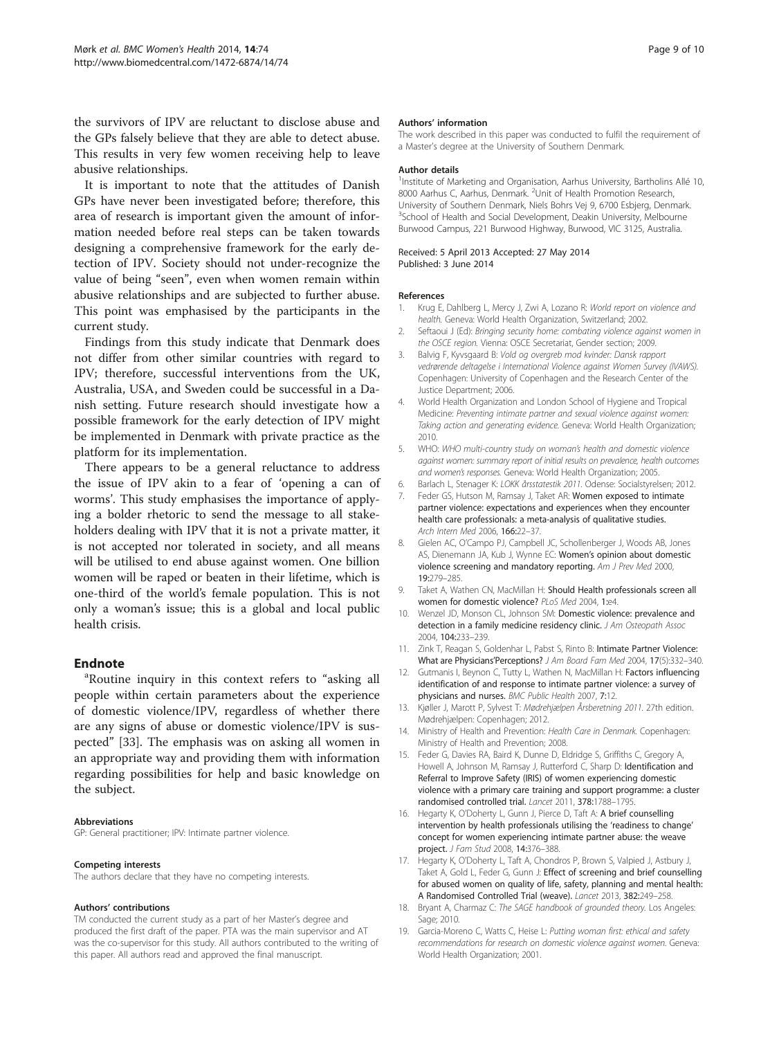the survivors of IPV are reluctant to disclose abuse and the GPs falsely believe that they are able to detect abuse. This results in very few women receiving help to leave abusive relationships.

It is important to note that the attitudes of Danish GPs have never been investigated before; therefore, this area of research is important given the amount of information needed before real steps can be taken towards designing a comprehensive framework for the early detection of IPV. Society should not under-recognize the value of being "seen", even when women remain within abusive relationships and are subjected to further abuse. This point was emphasised by the participants in the current study.

Findings from this study indicate that Denmark does not differ from other similar countries with regard to IPV; therefore, successful interventions from the UK, Australia, USA, and Sweden could be successful in a Danish setting. Future research should investigate how a possible framework for the early detection of IPV might be implemented in Denmark with private practice as the platform for its implementation.

There appears to be a general reluctance to address the issue of IPV akin to a fear of 'opening a can of worms'. This study emphasises the importance of applying a bolder rhetoric to send the message to all stakeholders dealing with IPV that it is not a private matter, it is not accepted nor tolerated in society, and all means will be utilised to end abuse against women. One billion women will be raped or beaten in their lifetime, which is one-third of the world's female population. This is not only a woman's issue; this is a global and local public health crisis.

## Endnote

[a]Routine inquiry in this context refers to "asking all people within certain parameters about the experience of domestic violence/IPV, regardless of whether there are any signs of abuse or domestic violence/IPV is suspected" [33]. The emphasis was on asking all women in an appropriate way and providing them with information regarding possibilities for help and basic knowledge on the subject.

#### Abbreviations

GP: General practitioner; IPV: Intimate partner violence.

#### Competing interests

The authors declare that they have no competing interests.

#### Authors' contributions

TM conducted the current study as a part of her Master's degree and produced the first draft of the paper. PTA was the main supervisor and AT was the co-supervisor for this study. All authors contributed to the writing of this paper. All authors read and approved the final manuscript.

#### Authors' information

The work described in this paper was conducted to fulfil the requirement of a Master's degree at the University of Southern Denmark.

#### Author details

[1]Institute of Marketing and Organisation, Aarhus University, Bartholins Allé 10, 8000 Aarhus C, Aarhus, Denmark. [2]Unit of Health Promotion Research, University of Southern Denmark, Niels Bohrs Vej 9, 6700 Esbjerg, Denmark. [3]School of Health and Social Development, Deakin University, Melbourne Burwood Campus, 221 Burwood Highway, Burwood, VIC 3125, Australia.

Received: 5 April 2013 Accepted: 27 May 2014
Published: 3 June 2014

#### References

1. Krug E, Dahlberg L, Mercy J, Zwi A, Lozano R: *World report on violence and health.* Geneva: World Health Organization, Switzerland; 2002.
2. Seftaoui J (Ed): *Bringing security home: combating violence against women in the OSCE region.* Vienna: OSCE Secretariat, Gender section; 2009.
3. Balvig F, Kyvsgaard B: *Vold og overgreb mod kvinder: Dansk rapport vedrørende deltagelse i International Violence against Women Survey (IVAWS).* Copenhagen: University of Copenhagen and the Research Center of the Justice Department; 2006.
4. World Health Organization and London School of Hygiene and Tropical Medicine: *Preventing intimate partner and sexual violence against women: Taking action and generating evidence.* Geneva: World Health Organization; 2010.
5. WHO: *WHO multi-country study on woman's health and domestic violence against women: summary report of initial results on prevalence, health outcomes and women's responses.* Geneva: World Health Organization; 2005.
6. Barlach L, Stenager K: *LOKK årsstatestik 2011.* Odense: Socialstyrelsen; 2012.
7. Feder GS, Hutson M, Ramsay J, Taket AR: **Women exposed to intimate partner violence: expectations and experiences when they encounter health care professionals: a meta-analysis of qualitative studies.** *Arch Intern Med* 2006, **166:**22–37.
8. Gielen AC, O'Campo PJ, Campbell JC, Schollenberger J, Woods AB, Jones AS, Dienemann JA, Kub J, Wynne EC: **Women's opinion about domestic violence screening and mandatory reporting.** *Am J Prev Med* 2000, **19:**279–285.
9. Taket A, Wathen CN, MacMillan H: **Should Health professionals screen all women for domestic violence?** *PLoS Med* 2004, **1:**e4.
10. Wenzel JD, Monson CL, Johnson SM: **Domestic violence: prevalence and detection in a family medicine residency clinic.** *J Am Osteopath Assoc* 2004, **104:**233–239.
11. Zink T, Reagan S, Goldenhar L, Pabst S, Rinto B: **Intimate Partner Violence: What are Physicians'Perceptions?** *J Am Board Fam Med* 2004, **17**(5):332–340.
12. Gutmanis I, Beynon C, Tutty L, Wathen N, MacMillan H: **Factors influencing identification of and response to intimate partner violence: a survey of physicians and nurses.** *BMC Public Health* 2007, **7:**12.
13. Kjøller J, Marott P, Sylvest T: *Mødrehjælpen Årsberetning 2011.* 27th edition. Mødrehjælpen: Copenhagen; 2012.
14. Ministry of Health and Prevention: *Health Care in Denmark.* Copenhagen: Ministry of Health and Prevention; 2008.
15. Feder G, Davies RA, Baird K, Dunne D, Eldridge S, Griffiths C, Gregory A, Howell A, Johnson M, Ramsay J, Rutterford C, Sharp D: **Identification and Referral to Improve Safety (IRIS) of women experiencing domestic violence with a primary care training and support programme: a cluster randomised controlled trial.** *Lancet* 2011, **378:**1788–1795.
16. Hegarty K, O'Doherty L, Gunn J, Pierce D, Taft A: **A brief counselling intervention by health professionals utilising the 'readiness to change' concept for women experiencing intimate partner abuse: the weave project.** *J Fam Stud* 2008, **14:**376–388.
17. Hegarty K, O'Doherty L, Taft A, Chondros P, Brown S, Valpied J, Astbury J, Taket A, Gold L, Feder G, Gunn J: **Effect of screening and brief counselling for abused women on quality of life, safety, planning and mental health: A Randomised Controlled Trial (weave).** *Lancet* 2013, **382:**249–258.
18. Bryant A, Charmaz C: *The SAGE handbook of grounded theory.* Los Angeles: Sage; 2010.
19. Garcia-Moreno C, Watts C, Heise L: *Putting woman first: ethical and safety recommendations for research on domestic violence against women.* Geneva: World Health Organization; 2001.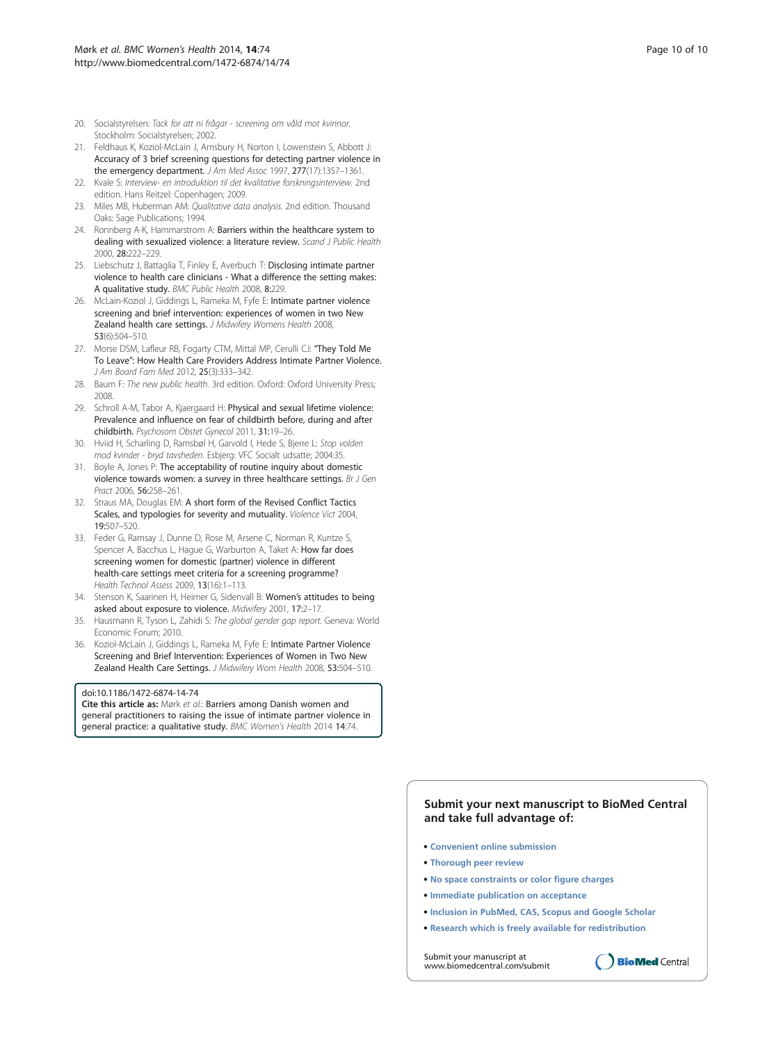20. Socialstyrelsen: *Tack for att ni frågar - screening om våld mot kvinnor.* Stockholm: Socialstyrelsen; 2002.
21. Feldhaus K, Koziol-McLain J, Amsbury H, Norton I, Lowenstein S, Abbott J: **Accuracy of 3 brief screening questions for detecting partner violence in the emergency department.** *J Am Med Assoc* 1997, **277**(17):1357–1361.
22. Kvale S: *Interview- en introduktion til det kvalitative forskningsinterview.* 2nd edition. Hans Reitzel: Copenhagen; 2009.
23. Miles MB, Huberman AM: *Qualitative data analysis.* 2nd edition. Thousand Oaks: Sage Publications; 1994.
24. Ronnberg A-K, Hammarstrom A: **Barriers within the healthcare system to dealing with sexualized violence: a literature review.** *Scand J Public Health* 2000, **28:**222–229.
25. Liebschutz J, Battaglia T, Finley E, Averbuch T: **Disclosing intimate partner violence to health care clinicians - What a difference the setting makes: A qualitative study.** *BMC Public Health* 2008, **8:**229.
26. McLain-Koziol J, Giddings L, Rameka M, Fyfe E: **Intimate partner violence screening and brief intervention: experiences of women in two New Zealand health care settings.** *J Midwifery Womens Health* 2008, **53**(6):504–510.
27. Morse DSM, Lafleur RB, Fogarty CTM, Mittal MP, Cerulli CJ: **"They Told Me To Leave": How Health Care Providers Address Intimate Partner Violence.** *J Am Board Fam Med* 2012, **25**(3):333–342.
28. Baum F: *The new public health.* 3rd edition. Oxford: Oxford University Press; 2008.
29. Schroll A-M, Tabor A, Kjaergaard H: **Physical and sexual lifetime violence: Prevalence and influence on fear of childbirth before, during and after childbirth.** *Psychosom Obstet Gynecol* 2011, **31:**19–26.
30. Hviid H, Scharling D, Ramsbøl H, Garvold I, Hede S, Bjerre L: *Stop volden mod kvinder - bryd tavsheden.* Esbjerg: VFC Socialt udsatte; 2004:35.
31. Boyle A, Jones P: **The acceptability of routine inquiry about domestic violence towards women: a survey in three healthcare settings.** *Br J Gen Pract* 2006, **56:**258–261.
32. Straus MA, Douglas EM: **A short form of the Revised Conflict Tactics Scales, and typologies for severity and mutuality.** *Violence Vict* 2004, **19:**507–520.
33. Feder G, Ramsay J, Dunne D, Rose M, Arsene C, Norman R, Kuntze S, Spencer A, Bacchus L, Hague G, Warburton A, Taket A: **How far does screening women for domestic (partner) violence in different health-care settings meet criteria for a screening programme?** *Health Technol Assess* 2009, **13**(16):1–113.
34. Stenson K, Saarinen H, Heimer G, Sidenvall B: **Women's attitudes to being asked about exposure to violence.** *Midwifery* 2001, **17:**2–17.
35. Hausmann R, Tyson L, Zahidi S: *The global gender gap report.* Geneva: World Economic Forum; 2010.
36. Koziol-McLain J, Giddings L, Rameka M, Fyfe E: **Intimate Partner Violence Screening and Brief Intervention: Experiences of Women in Two New Zealand Health Care Settings.** *J Midwifery Wom Health* 2008, **53:**504–510.

doi:10.1186/1472-6874-14-74
**Cite this article as:** Mørk *et al.*: Barriers among Danish women and general practitioners to raising the issue of intimate partner violence in general practice: a qualitative study. *BMC Women's Health* 2014 **14**:74.

**Submit your next manuscript to BioMed Central and take full advantage of:**

- **Convenient online submission**
- **Thorough peer review**
- **No space constraints or color figure charges**
- **Immediate publication on acceptance**
- **Inclusion in PubMed, CAS, Scopus and Google Scholar**
- **Research which is freely available for redistribution**

Submit your manuscript at
www.biomedcentral.com/submit

BioMed Central